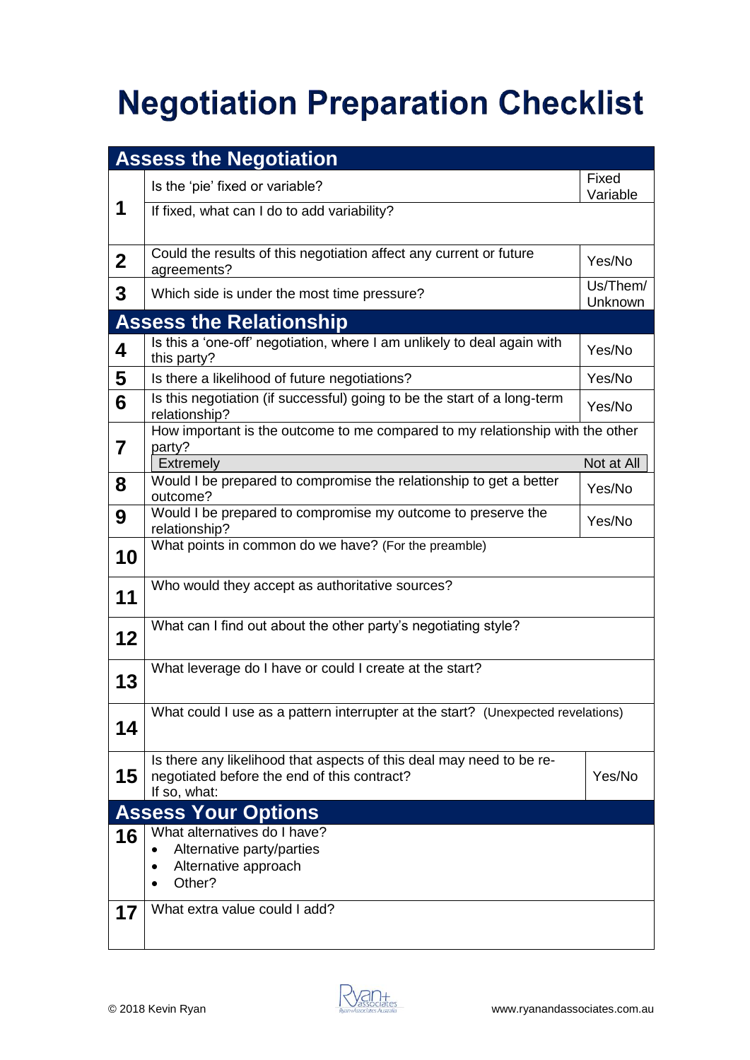# Negotiation Preparation Checklist

| | | |
|---|---|---|
| **Assess the Negotiation** | | |
| **1** | Is the 'pie' fixed or variable? | Fixed<br>Variable |
| | If fixed, what can I do to add variability? | |
| **2** | Could the results of this negotiation affect any current or future agreements? | Yes/No |
| **3** | Which side is under the most time pressure? | Us/Them/<br>Unknown |
| **Assess the Relationship** | | |
| **4** | Is this a 'one-off' negotiation, where I am unlikely to deal again with this party? | Yes/No |
| **5** | Is there a likelihood of future negotiations? | Yes/No |
| **6** | Is this negotiation (if successful) going to be the start of a long-term relationship? | Yes/No |
| **7** | How important is the outcome to me compared to my relationship with the other party?<br>Extremely ... Not at All | |
| **8** | Would I be prepared to compromise the relationship to get a better outcome? | Yes/No |
| **9** | Would I be prepared to compromise my outcome to preserve the relationship? | Yes/No |
| **10** | What points in common do we have? (For the preamble) | |
| **11** | Who would they accept as authoritative sources? | |
| **12** | What can I find out about the other party's negotiating style? | |
| **13** | What leverage do I have or could I create at the start? | |
| **14** | What could I use as a pattern interrupter at the start? (Unexpected revelations) | |
| **15** | Is there any likelihood that aspects of this deal may need to be re-negotiated before the end of this contract?<br>If so, what: | Yes/No |
| **Assess Your Options** | | |
| **16** | What alternatives do I have?<br>• Alternative party/parties<br>• Alternative approach<br>• Other? | |
| **17** | What extra value could I add? | |

© 2018 Kevin Ryan

www.ryanandassociates.com.au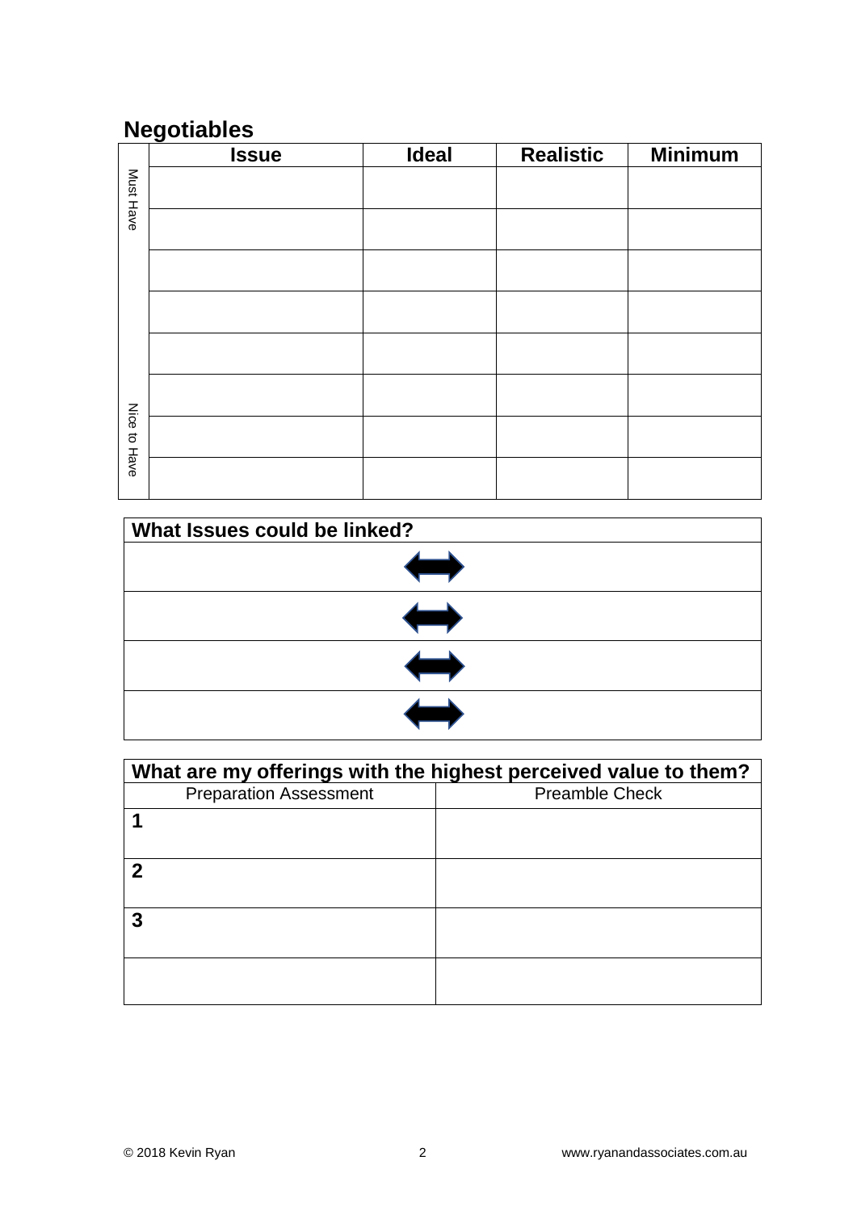## Negotiables

| | Issue | Ideal | Realistic | Minimum |
|---|---|---|---|---|
| Must Have | | | | |
| | | | | |
| | | | | |
| | | | | |
| | | | | |
| | | | | |
| Nice to Have | | | | |
| | | | | |

| What Issues could be linked? | | |
|---|---|---|
| | ⟺ | |
| | ⟺ | |
| | ⟺ | |
| | ⟺ | |

| What are my offerings with the highest perceived value to them? | |
|---|---|
| Preparation Assessment | Preamble Check |
| **1** | |
| **2** | |
| **3** | |
| | |

© 2018 Kevin Ryan www.ryanandassociates.com.au